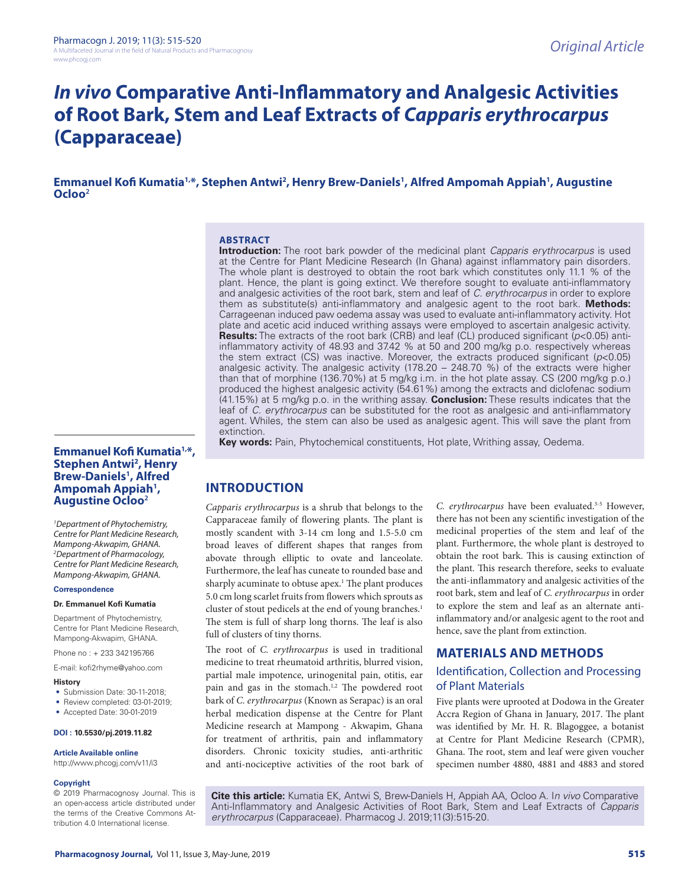*Original Article*

# *In vivo* Comparative Anti-Inflammatory and Analgesic Activities of Root Bark, Stem and Leaf Extracts of *Capparis erythrocarpus* (Capparaceae)

**Emmanuel Kofi Kumatia[1,*], Stephen Antwi[2], Henry Brew-Daniels[1], Alfred Ampomah Appiah[1], Augustine Ocloo[2]**

## ABSTRACT

**Introduction:** The root bark powder of the medicinal plant *Capparis erythrocarpus* is used at the Centre for Plant Medicine Research (In Ghana) against inflammatory pain disorders. The whole plant is destroyed to obtain the root bark which constitutes only 11.1 % of the plant. Hence, the plant is going extinct. We therefore sought to evaluate anti-inflammatory and analgesic activities of the root bark, stem and leaf of *C. erythrocarpus* in order to explore them as substitute(s) anti-inflammatory and analgesic agent to the root bark. **Methods:** Carrageenan induced paw oedema assay was used to evaluate anti-inflammatory activity. Hot plate and acetic acid induced writhing assays were employed to ascertain analgesic activity. **Results:** The extracts of the root bark (CRB) and leaf (CL) produced significant ($p<0.05$) anti-inflammatory activity of 48.93 and 37.42 % at 50 and 200 mg/kg p.o. respectively whereas the stem extract (CS) was inactive. Moreover, the extracts produced significant ($p<0.05$) analgesic activity. The analgesic activity (178.20 – 248.70 %) of the extracts were higher than that of morphine (136.70%) at 5 mg/kg i.m. in the hot plate assay. CS (200 mg/kg p.o.) produced the highest analgesic activity (54.61%) among the extracts and diclofenac sodium (41.15%) at 5 mg/kg p.o. in the writhing assay. **Conclusion:** These results indicates that the leaf of *C. erythrocarpus* can be substituted for the root as analgesic and anti-inflammatory agent. Whiles, the stem can also be used as analgesic agent. This will save the plant from extinction.

**Key words:** Pain, Phytochemical constituents, Hot plate, Writhing assay, Oedema.

**Emmanuel Kofi Kumatia[1,*], Stephen Antwi[2], Henry Brew-Daniels[1], Alfred Ampomah Appiah[1], Augustine Ocloo[2]**

*[1]Department of Phytochemistry, Centre for Plant Medicine Research, Mampong-Akwapim, GHANA.*
*[2]Department of Pharmacology, Centre for Plant Medicine Research, Mampong-Akwapim, GHANA.*

**Correspondence**

**Dr. Emmanuel Kofi Kumatia**

Department of Phytochemistry, Centre for Plant Medicine Research, Mampong-Akwapim, GHANA.

Phone no : + 233 342195766

E-mail: kofi2rhyme@yahoo.com

**History**

- Submission Date: 30-11-2018;
- Review completed: 03-01-2019;
- Accepted Date: 30-01-2019

**DOI : 10.5530/pj.2019.11.82**

**Article Available online**

http://www.phcogj.com/v11/i3

**Copyright**

© 2019 Pharmacognosy Journal. This is an open-access article distributed under the terms of the Creative Commons Attribution 4.0 International license.

**Cite this article:** Kumatia EK, Antwi S, Brew-Daniels H, Appiah AA, Ocloo A. I*n vivo* Comparative Anti-Inflammatory and Analgesic Activities of Root Bark, Stem and Leaf Extracts of *Capparis erythrocarpus* (Capparaceae). Pharmacog J. 2019;11(3):515-20.

## INTRODUCTION

*Capparis erythrocarpus* is a shrub that belongs to the Capparaceae family of flowering plants. The plant is mostly scandent with 3-14 cm long and 1.5-5.0 cm broad leaves of different shapes that ranges from abovate through elliptic to ovate and lanceolate. Furthermore, the leaf has cuneate to rounded base and sharply acuminate to obtuse apex.[1] The plant produces 5.0 cm long scarlet fruits from flowers which sprouts as cluster of stout pedicels at the end of young branches.[1] The stem is full of sharp long thorns. The leaf is also full of clusters of tiny thorns.

The root of *C. erythrocarpus* is used in traditional medicine to treat rheumatoid arthritis, blurred vision, partial male impotence, urinogenital pain, otitis, ear pain and gas in the stomach.[1,2] The powdered root bark of *C. erythrocarpus* (Known as Serapac) is an oral herbal medication dispense at the Centre for Plant Medicine research at Mampong - Akwapim, Ghana for treatment of arthritis, pain and inflammatory disorders. Chronic toxicity studies, anti-arthritic and anti-nociceptive activities of the root bark of *C. erythrocarpus* have been evaluated.[3-5] However, there has not been any scientific investigation of the medicinal properties of the stem and leaf of the plant. Furthermore, the whole plant is destroyed to obtain the root bark. This is causing extinction of the plant. This research therefore, seeks to evaluate the anti-inflammatory and analgesic activities of the root bark, stem and leaf of *C. erythrocarpus* in order to explore the stem and leaf as an alternate anti-inflammatory and/or analgesic agent to the root and hence, save the plant from extinction.

## MATERIALS AND METHODS

### Identification, Collection and Processing of Plant Materials

Five plants were uprooted at Dodowa in the Greater Accra Region of Ghana in January, 2017. The plant was identified by Mr. H. R. Blagoggee, a botanist at Centre for Plant Medicine Research (CPMR), Ghana. The root, stem and leaf were given voucher specimen number 4880, 4881 and 4883 and stored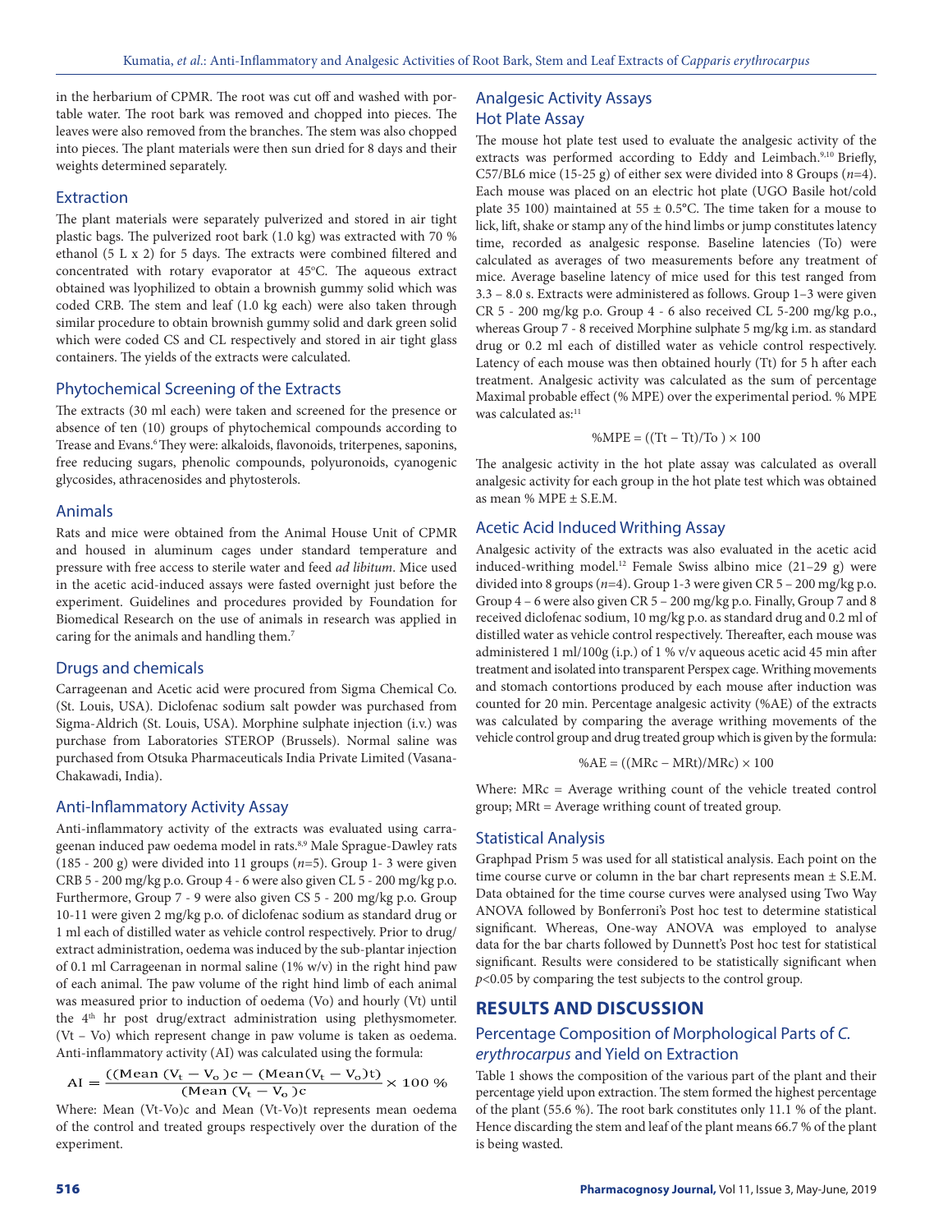in the herbarium of CPMR. The root was cut off and washed with portable water. The root bark was removed and chopped into pieces. The leaves were also removed from the branches. The stem was also chopped into pieces. The plant materials were then sun dried for 8 days and their weights determined separately.

### Extraction

The plant materials were separately pulverized and stored in air tight plastic bags. The pulverized root bark (1.0 kg) was extracted with 70 % ethanol (5 L x 2) for 5 days. The extracts were combined filtered and concentrated with rotary evaporator at 45°C. The aqueous extract obtained was lyophilized to obtain a brownish gummy solid which was coded CRB. The stem and leaf (1.0 kg each) were also taken through similar procedure to obtain brownish gummy solid and dark green solid which were coded CS and CL respectively and stored in air tight glass containers. The yields of the extracts were calculated.

### Phytochemical Screening of the Extracts

The extracts (30 ml each) were taken and screened for the presence or absence of ten (10) groups of phytochemical compounds according to Trease and Evans.[6] They were: alkaloids, flavonoids, triterpenes, saponins, free reducing sugars, phenolic compounds, polyuronoids, cyanogenic glycosides, athracenosides and phytosterols.

### Animals

Rats and mice were obtained from the Animal House Unit of CPMR and housed in aluminum cages under standard temperature and pressure with free access to sterile water and feed *ad libitum*. Mice used in the acetic acid-induced assays were fasted overnight just before the experiment. Guidelines and procedures provided by Foundation for Biomedical Research on the use of animals in research was applied in caring for the animals and handling them.[7]

### Drugs and chemicals

Carrageenan and Acetic acid were procured from Sigma Chemical Co. (St. Louis, USA). Diclofenac sodium salt powder was purchased from Sigma-Aldrich (St. Louis, USA). Morphine sulphate injection (i.v.) was purchase from Laboratories STEROP (Brussels). Normal saline was purchased from Otsuka Pharmaceuticals India Private Limited (Vasana-Chakawadi, India).

### Anti-Inflammatory Activity Assay

Anti-inflammatory activity of the extracts was evaluated using carrageenan induced paw oedema model in rats.[8,9] Male Sprague-Dawley rats (185 - 200 g) were divided into 11 groups (*n*=5). Group 1- 3 were given CRB 5 - 200 mg/kg p.o. Group 4 - 6 were also given CL 5 - 200 mg/kg p.o. Furthermore, Group 7 - 9 were also given CS 5 - 200 mg/kg p.o. Group 10-11 were given 2 mg/kg p.o. of diclofenac sodium as standard drug or 1 ml each of distilled water as vehicle control respectively. Prior to drug/extract administration, oedema was induced by the sub-plantar injection of 0.1 ml Carrageenan in normal saline (1% w/v) in the right hind paw of each animal. The paw volume of the right hind limb of each animal was measured prior to induction of oedema (Vo) and hourly (Vt) until the 4th hr post drug/extract administration using plethysmometer. (Vt – Vo) which represent change in paw volume is taken as oedema. Anti-inflammatory activity (AI) was calculated using the formula:

$$AI = \frac{((\text{Mean } (V_t - V_o)c - (\text{Mean}(V_t - V_o)t)}{(\text{Mean } (V_t - V_o)c} \times 100\ \%$$

Where: Mean (Vt-Vo)c and Mean (Vt-Vo)t represents mean oedema of the control and treated groups respectively over the duration of the experiment.

## Analgesic Activity Assays

### Hot Plate Assay

The mouse hot plate test used to evaluate the analgesic activity of the extracts was performed according to Eddy and Leimbach.[9,10] Briefly, C57/BL6 mice (15-25 g) of either sex were divided into 8 Groups (*n*=4). Each mouse was placed on an electric hot plate (UGO Basile hot/cold plate 35 100) maintained at 55 ± 0.5°C. The time taken for a mouse to lick, lift, shake or stamp any of the hind limbs or jump constitutes latency time, recorded as analgesic response. Baseline latencies (To) were calculated as averages of two measurements before any treatment of mice. Average baseline latency of mice used for this test ranged from 3.3 – 8.0 s. Extracts were administered as follows. Group 1–3 were given CR 5 - 200 mg/kg p.o. Group 4 - 6 also received CL 5-200 mg/kg p.o., whereas Group 7 - 8 received Morphine sulphate 5 mg/kg i.m. as standard drug or 0.2 ml each of distilled water as vehicle control respectively. Latency of each mouse was then obtained hourly (Tt) for 5 h after each treatment. Analgesic activity was calculated as the sum of percentage Maximal probable effect (% MPE) over the experimental period. % MPE was calculated as:[11]

$$\%MPE = ((Tt - Tt)/To) \times 100$$

The analgesic activity in the hot plate assay was calculated as overall analgesic activity for each group in the hot plate test which was obtained as mean % MPE ± S.E.M.

### Acetic Acid Induced Writhing Assay

Analgesic activity of the extracts was also evaluated in the acetic acid induced-writhing model.[12] Female Swiss albino mice (21–29 g) were divided into 8 groups (*n*=4). Group 1-3 were given CR 5 – 200 mg/kg p.o. Group 4 – 6 were also given CR 5 – 200 mg/kg p.o. Finally, Group 7 and 8 received diclofenac sodium, 10 mg/kg p.o. as standard drug and 0.2 ml of distilled water as vehicle control respectively. Thereafter, each mouse was administered 1 ml/100g (i.p.) of 1 % v/v aqueous acetic acid 45 min after treatment and isolated into transparent Perspex cage. Writhing movements and stomach contortions produced by each mouse after induction was counted for 20 min. Percentage analgesic activity (%AE) of the extracts was calculated by comparing the average writhing movements of the vehicle control group and drug treated group which is given by the formula:

$$\%AE = ((MRc - MRt)/MRc) \times 100$$

Where: MRc = Average writhing count of the vehicle treated control group; MRt = Average writhing count of treated group.

### Statistical Analysis

Graphpad Prism 5 was used for all statistical analysis. Each point on the time course curve or column in the bar chart represents mean ± S.E.M. Data obtained for the time course curves were analysed using Two Way ANOVA followed by Bonferroni's Post hoc test to determine statistical significant. Whereas, One-way ANOVA was employed to analyse data for the bar charts followed by Dunnett's Post hoc test for statistical significant. Results were considered to be statistically significant when $p<0.05$ by comparing the test subjects to the control group.

## RESULTS AND DISCUSSION

### Percentage Composition of Morphological Parts of *C. erythrocarpus* and Yield on Extraction

Table 1 shows the composition of the various part of the plant and their percentage yield upon extraction. The stem formed the highest percentage of the plant (55.6 %). The root bark constitutes only 11.1 % of the plant. Hence discarding the stem and leaf of the plant means 66.7 % of the plant is being wasted.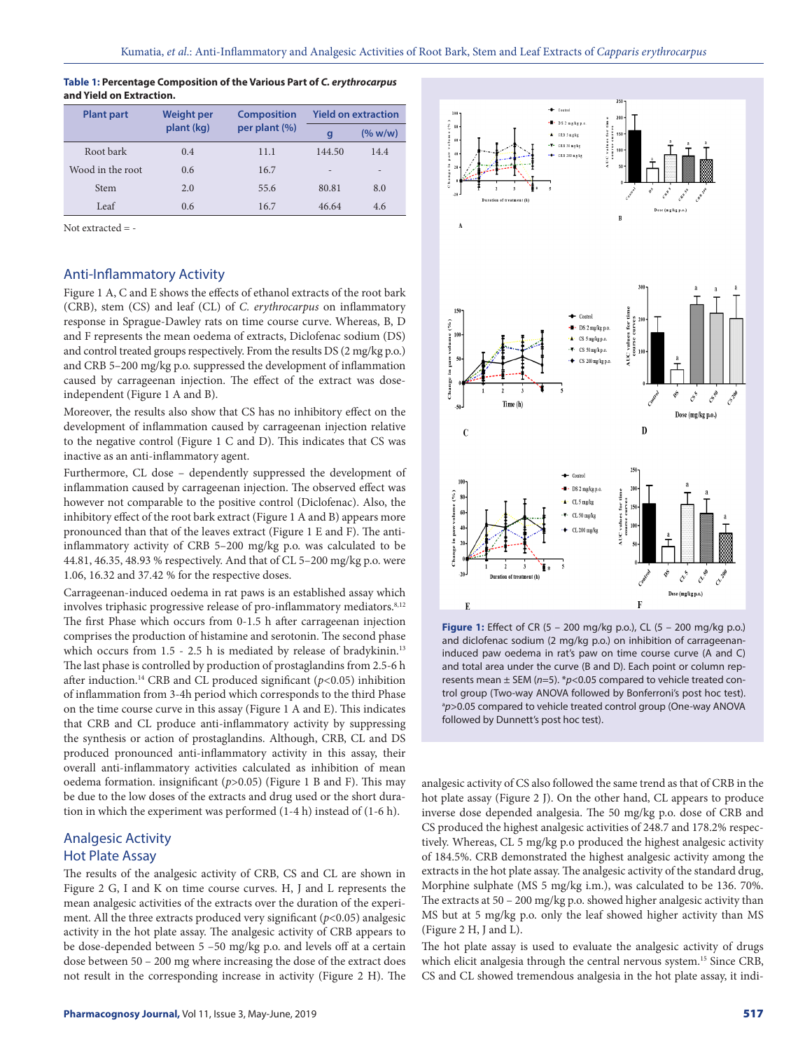**Table 1: Percentage Composition of the Various Part of *C. erythrocarpus* and Yield on Extraction.**

| Plant part | Weight per plant (kg) | Composition per plant (%) | Yield on extraction | |
|---|---|---|---|---|
| | | | g | (% w/w) |
| Root bark | 0.4 | 11.1 | 144.50 | 14.4 |
| Wood in the root | 0.6 | 16.7 | - | - |
| Stem | 2.0 | 55.6 | 80.81 | 8.0 |
| Leaf | 0.6 | 16.7 | 46.64 | 4.6 |

Not extracted = -

## Anti-Inflammatory Activity

Figure 1 A, C and E shows the effects of ethanol extracts of the root bark (CRB), stem (CS) and leaf (CL) of *C. erythrocarpus* on inflammatory response in Sprague-Dawley rats on time course curve. Whereas, B, D and F represents the mean oedema of extracts, Diclofenac sodium (DS) and control treated groups respectively. From the results DS (2 mg/kg p.o.) and CRB 5–200 mg/kg p.o. suppressed the development of inflammation caused by carrageenan injection. The effect of the extract was dose-independent (Figure 1 A and B).

Moreover, the results also show that CS has no inhibitory effect on the development of inflammation caused by carrageenan injection relative to the negative control (Figure 1 C and D). This indicates that CS was inactive as an anti-inflammatory agent.

Furthermore, CL dose – dependently suppressed the development of inflammation caused by carrageenan injection. The observed effect was however not comparable to the positive control (Diclofenac). Also, the inhibitory effect of the root bark extract (Figure 1 A and B) appears more pronounced than that of the leaves extract (Figure 1 E and F). The anti-inflammatory activity of CRB 5–200 mg/kg p.o. was calculated to be 44.81, 46.35, 48.93 % respectively. And that of CL 5–200 mg/kg p.o. were 1.06, 16.32 and 37.42 % for the respective doses.

Carrageenan-induced oedema in rat paws is an established assay which involves triphasic progressive release of pro-inflammatory mediators.[8,12] The first Phase which occurs from 0-1.5 h after carrageenan injection comprises the production of histamine and serotonin. The second phase which occurs from 1.5 - 2.5 h is mediated by release of bradykinin.[13] The last phase is controlled by production of prostaglandins from 2.5-6 h after induction.[14] CRB and CL produced significant ($p<0.05$) inhibition of inflammation from 3-4h period which corresponds to the third Phase on the time course curve in this assay (Figure 1 A and E). This indicates that CRB and CL produce anti-inflammatory activity by suppressing the synthesis or action of prostaglandins. Although, CRB, CL and DS produced pronounced anti-inflammatory activity in this assay, their overall anti-inflammatory activities calculated as inhibition of mean oedema formation. insignificant ($p>0.05$) (Figure 1 B and F). This may be due to the low doses of the extracts and drug used or the short duration in which the experiment was performed (1-4 h) instead of (1-6 h).

**Figure 1:** Effect of CR (5 – 200 mg/kg p.o.), CL (5 – 200 mg/kg p.o.) and diclofenac sodium (2 mg/kg p.o.) on inhibition of carrageenan-induced paw oedema in rat's paw on time course curve (A and C) and total area under the curve (B and D). Each point or column represents mean ± SEM ($n$=5). *$p<0.05$ compared to vehicle treated control group (Two-way ANOVA followed by Bonferroni's post hoc test). [a]$p>0.05$ compared to vehicle treated control group (One-way ANOVA followed by Dunnett's post hoc test).

## Analgesic Activity

### Hot Plate Assay

The results of the analgesic activity of CRB, CS and CL are shown in Figure 2 G, I and K on time course curves. H, J and L represents the mean analgesic activities of the extracts over the duration of the experiment. All the three extracts produced very significant ($p<0.05$) analgesic activity in the hot plate assay. The analgesic activity of CRB appears to be dose-depended between 5 –50 mg/kg p.o. and levels off at a certain dose between 50 – 200 mg where increasing the dose of the extract does not result in the corresponding increase in activity (Figure 2 H). The analgesic activity of CS also followed the same trend as that of CRB in the hot plate assay (Figure 2 J). On the other hand, CL appears to produce inverse dose depended analgesia. The 50 mg/kg p.o. dose of CRB and CS produced the highest analgesic activities of 248.7 and 178.2% respectively. Whereas, CL 5 mg/kg p.o produced the highest analgesic activity of 184.5%. CRB demonstrated the highest analgesic activity among the extracts in the hot plate assay. The analgesic activity of the standard drug, Morphine sulphate (MS 5 mg/kg i.m.), was calculated to be 136. 70%. The extracts at 50 – 200 mg/kg p.o. showed higher analgesic activity than MS but at 5 mg/kg p.o. only the leaf showed higher activity than MS (Figure 2 H, J and L).

The hot plate assay is used to evaluate the analgesic activity of drugs which elicit analgesia through the central nervous system.[15] Since CRB, CS and CL showed tremendous analgesia in the hot plate assay, it indi-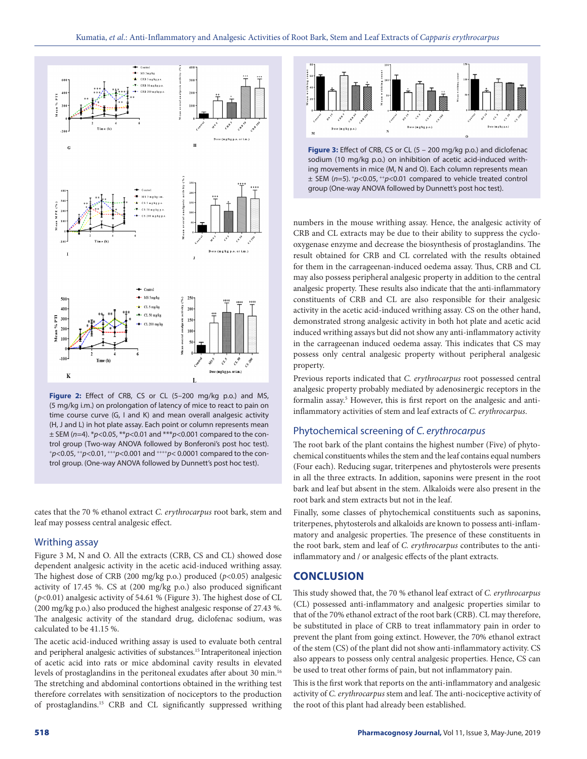**Figure 2:** Effect of CRB, CS or CL (5–200 mg/kg p.o.) and MS, (5 mg/kg i.m.) on prolongation of latency of mice to react to pain on time course curve (G, I and K) and mean overall analgesic activity (H, J and L) in hot plate assay. Each point or column represents mean ± SEM ($n$=4). *$p$<0.05, **$p$<0.01 and ***$p$<0.001 compared to the control group (Two-way ANOVA followed by Bonferoni's post hoc test). $^{+}p$<0.05, $^{++}p$<0.01, $^{+++}p$<0.001 and $^{++++}p$< 0.0001 compared to the control group. (One-way ANOVA followed by Dunnett's post hoc test).

cates that the 70 % ethanol extract *C. erythrocarpus* root bark, stem and leaf may possess central analgesic effect.

## Writhing assay

Figure 3 M, N and O. All the extracts (CRB, CS and CL) showed dose dependent analgesic activity in the acetic acid-induced writhing assay. The highest dose of CRB (200 mg/kg p.o.) produced ($p$<0.05) analgesic activity of 17.45 %. CS at (200 mg/kg p.o.) also produced significant ($p$<0.01) analgesic activity of 54.61 % (Figure 3). The highest dose of CL (200 mg/kg p.o.) also produced the highest analgesic response of 27.43 %. The analgesic activity of the standard drug, diclofenac sodium, was calculated to be 41.15 %.

The acetic acid-induced writhing assay is used to evaluate both central and peripheral analgesic activities of substances.[15] Intraperitoneal injection of acetic acid into rats or mice abdominal cavity results in elevated levels of prostaglandins in the peritoneal exudates after about 30 min.[16] The stretching and abdominal contortions obtained in the writhing test therefore correlates with sensitization of nociceptors to the production of prostaglandins.[15] CRB and CL significantly suppressed writhing numbers in the mouse writhing assay. Hence, the analgesic activity of CRB and CL extracts may be due to their ability to suppress the cyclooxygenase enzyme and decrease the biosynthesis of prostaglandins. The result obtained for CRB and CL correlated with the results obtained for them in the carrageenan-induced oedema assay. Thus, CRB and CL may also possess peripheral analgesic property in addition to the central analgesic property. These results also indicate that the anti-inflammatory constituents of CRB and CL are also responsible for their analgesic activity in the acetic acid-induced writhing assay. CS on the other hand, demonstrated strong analgesic activity in both hot plate and acetic acid induced writhing assays but did not show any anti-inflammatory activity in the carrageenan induced oedema assay. This indicates that CS may possess only central analgesic property without peripheral analgesic property.

**Figure 3:** Effect of CRB, CS or CL (5 – 200 mg/kg p.o.) and diclofenac sodium (10 mg/kg p.o.) on inhibition of acetic acid-induced writhing movements in mice (M, N and O). Each column represents mean ± SEM ($n$=5). $^{+}p$<0.05, $^{++}p$<0.01 compared to vehicle treated control group (One-way ANOVA followed by Dunnett's post hoc test).

Previous reports indicated that *C. erythrocarpus* root possessed central analgesic property probably mediated by adenosinergic receptors in the formalin assay.[5] However, this is first report on the analgesic and anti-inflammatory activities of stem and leaf extracts of *C. erythrocarpus*.

## Phytochemical screening of *C. erythrocarpus*

The root bark of the plant contains the highest number (Five) of phytochemical constituents whiles the stem and the leaf contains equal numbers (Four each). Reducing sugar, triterpenes and phytosterols were presents in all the three extracts. In addition, saponins were present in the root bark and leaf but absent in the stem. Alkaloids were also present in the root bark and stem extracts but not in the leaf.

Finally, some classes of phytochemical constituents such as saponins, triterpenes, phytosterols and alkaloids are known to possess anti-inflammatory and analgesic properties. The presence of these constituents in the root bark, stem and leaf of *C. erythrocarpus* contributes to the anti-inflammatory and / or analgesic effects of the plant extracts.

# CONCLUSION

This study showed that, the 70 % ethanol leaf extract of *C. erythrocarpus* (CL) possessed anti-inflammatory and analgesic properties similar to that of the 70% ethanol extract of the root bark (CRB). CL may therefore, be substituted in place of CRB to treat inflammatory pain in order to prevent the plant from going extinct. However, the 70% ethanol extract of the stem (CS) of the plant did not show anti-inflammatory activity. CS also appears to possess only central analgesic properties. Hence, CS can be used to treat other forms of pain, but not inflammatory pain.

This is the first work that reports on the anti-inflammatory and analgesic activity of *C. erythrocarpus* stem and leaf. The anti-nociceptive activity of the root of this plant had already been established.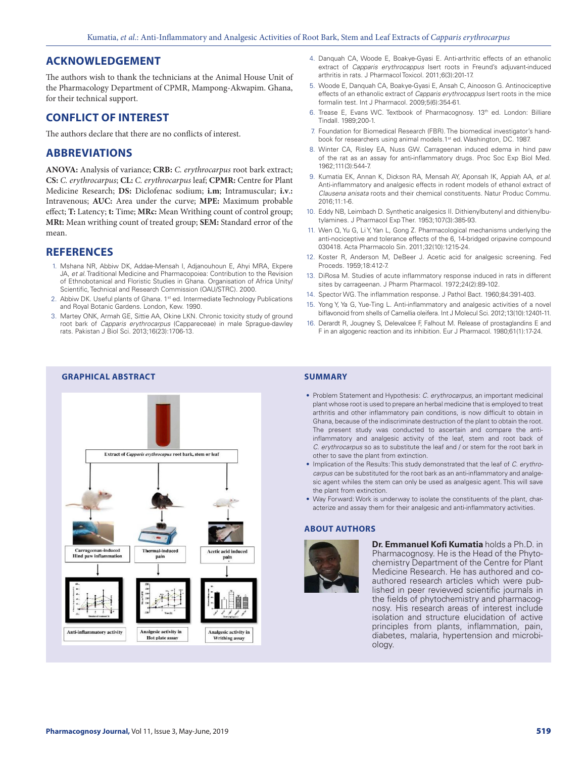## ACKNOWLEDGEMENT

The authors wish to thank the technicians at the Animal House Unit of the Pharmacology Department of CPMR, Mampong-Akwapim. Ghana, for their technical support.

## CONFLICT OF INTEREST

The authors declare that there are no conflicts of interest.

## ABBREVIATIONS

**ANOVA:** Analysis of variance; **CRB:** *C. erythrocarpus* root bark extract; **CS:** *C. erythrocarpus*; **CL:** *C. erythrocarpus* leaf; **CPMR:** Centre for Plant Medicine Research; **DS:** Diclofenac sodium; **i.m**; Intramuscular; **i.v.:** Intravenous; **AUC:** Area under the curve; **MPE:** Maximum probable effect; **T:** Latency; **t:** Time; **MRc:** Mean Writhing count of control group; **MRt:** Mean writhing count of treated group; **SEM:** Standard error of the mean.

## REFERENCES

1. Mshana NR, Abbiw DK, Addae-Mensah I, Adjanouhoun E, Ahyi MRA, Ekpere JA, *et al*. Traditional Medicine and Pharmacopoiea: Contribution to the Revision of Ethnobotanical and Floristic Studies in Ghana. Organisation of Africa Unity/ Scientific, Technical and Research Commission (OAU/STRC). 2000.
2. Abbiw DK. Useful plants of Ghana. 1st ed. Intermediate Technology Publications and Royal Botanic Gardens. London, Kew. 1990.
3. Martey ONK, Armah GE, Sittie AA, Okine LKN. Chronic toxicity study of ground root bark of *Capparis erythrocarpus* (Cappareceae) in male Sprague-dawley rats. Pakistan J Biol Sci. 2013;16(23):1706-13.
4. Danquah CA, Woode E, Boakye-Gyasi E. Anti-arthritic effects of an ethanolic extract of *Capparis erythrocarpus* Isert roots in Freund's adjuvant-induced arthritis in rats. J Pharmacol Toxicol. 2011;6(3):201-17.
5. Woode E, Danquah CA, Boakye-Gyasi E, Ansah C, Ainooson G. Antinociceptive effects of an ethanolic extract of *Capparis erythrocarpus* Isert roots in the mice formalin test. Int J Pharmacol. 2009;5(6):354-61.
6. Trease E, Evans WC. Textbook of Pharmacognosy. 13th ed. London: Billiare Tindall. 1989;200-1.
7. Foundation for Biomedical Research (FBR). The biomedical investigator's handbook for researchers using animal models. 1st ed. Washington, DC. 1987.
8. Winter CA, Risley EA, Nuss GW. Carrageenan induced edema in hind paw of the rat as an assay for anti-inflammatory drugs. Proc Soc Exp Biol Med. 1962;111(3):544-7.
9. Kumatia EK, Annan K, Dickson RA, Mensah AY, Aponsah IK, Appiah AA, *et al*. Anti-inflammatory and analgesic effects in rodent models of ethanol extract of *Clausena anisata* roots and their chemical constituents. Natur Produc Commu. 2016;11:1-6.
10. Eddy NB, Leimbach D. Synthetic analgesics II. Dithienylbutenyl and dithienylbutylamines. J Pharmacol Exp Ther. 1953;107(3):385-93.
11. Wen Q, Yu G, Li Y, Yan L, Gong Z. Pharmacological mechanisms underlying the anti-nociceptive and tolerance effects of the 6, 14-bridged oripavine compound 030418. Acta Pharmacolo Sin. 2011;32(10):1215-24.
12. Koster R, Anderson M, DeBeer J. Acetic acid for analgesic screening. Fed Proceds. 1959;18:412-7.
13. DiRosa M. Studies of acute inflammatory response induced in rats in different sites by carrageenan. J Pharm Pharmacol. 1972;24(2):89-102.
14. Spector WG. The inflammation response. J Pathol Bact. 1960;84:391-403.
15. Yong Y, Ya G, Yue-Ting L. Anti-inflammatory and analgesic activities of a novel biflavonoid from shells of Camellia oleifera. Int J Molecul Sci. 2012;13(10):12401-11.
16. Derardt R, Jougney S, Delevalcee F, Falhout M. Release of prostaglandins E and F in an algogenic reaction and its inhibition. Eur J Pharmacol. 1980;61(1):17-24.

## GRAPHICAL ABSTRACT

Extract of *Capparis erythrocarpus* root bark, stem or leaf

Carrageenan-induced Hind paw inflammation → Anti-inflammatory activity

Thermal-induced pain → Analgesic activity in Hot plate assay

Acetic acid induced pain → Analgesic activity in Writhing assay

## SUMMARY

- Problem Statement and Hypothesis: *C. erythrocarpus*, an important medicinal plant whose root is used to prepare an herbal medicine that is employed to treat arthritis and other inflammatory pain conditions, is now difficult to obtain in Ghana, because of the indiscriminate destruction of the plant to obtain the root. The present study was conducted to ascertain and compare the anti-inflammatory and analgesic activity of the leaf, stem and root back of *C. erythrocarpus* so as to substitute the leaf and / or stem for the root bark in other to save the plant from extinction.
- Implication of the Results: This study demonstrated that the leaf of *C. erythrocarpus* can be substituted for the root bark as an anti-inflammatory and analgesic agent whiles the stem can only be used as analgesic agent. This will save the plant from extinction.
- Way Forward: Work is underway to isolate the constituents of the plant, characterize and assay them for their analgesic and anti-inflammatory activities.

## ABOUT AUTHORS

**Dr. Emmanuel Kofi Kumatia** holds a Ph.D. in Pharmacognosy. He is the Head of the Phytochemistry Department of the Centre for Plant Medicine Research. He has authored and co-authored research articles which were published in peer reviewed scientific journals in the fields of phytochemistry and pharmacognosy. His research areas of interest include isolation and structure elucidation of active principles from plants, inflammation, pain, diabetes, malaria, hypertension and microbiology.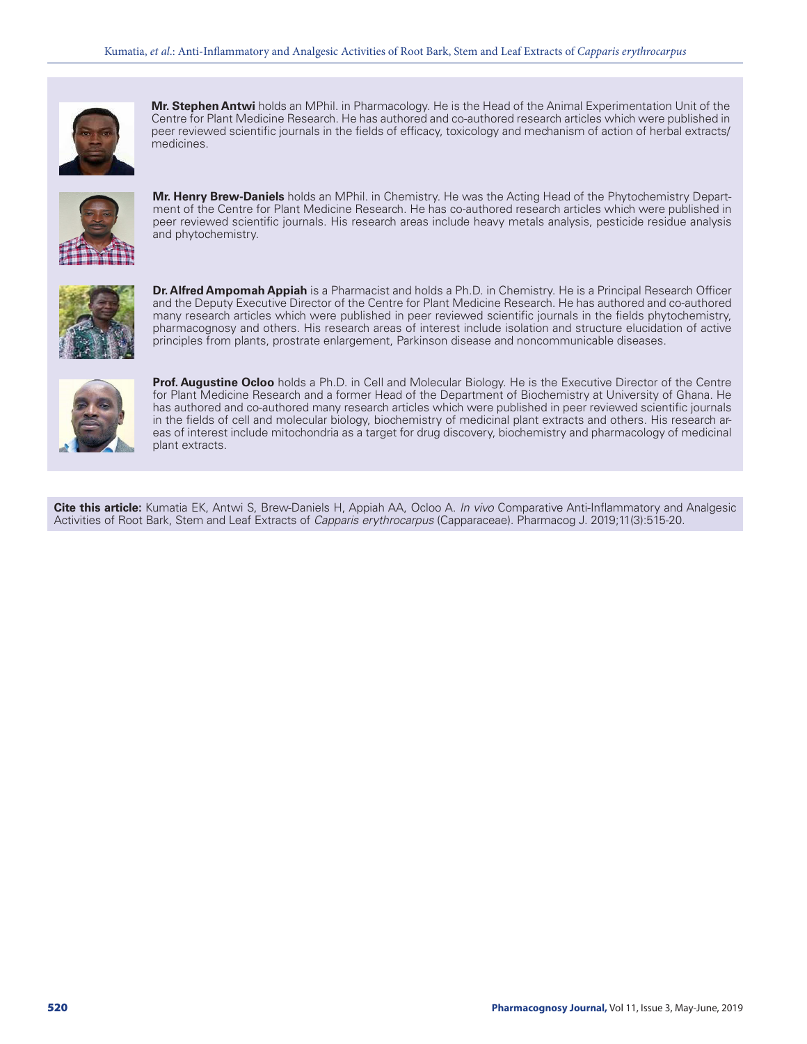**Mr. Stephen Antwi** holds an MPhil. in Pharmacology. He is the Head of the Animal Experimentation Unit of the Centre for Plant Medicine Research. He has authored and co-authored research articles which were published in peer reviewed scientific journals in the fields of efficacy, toxicology and mechanism of action of herbal extracts/medicines.

**Mr. Henry Brew-Daniels** holds an MPhil. in Chemistry. He was the Acting Head of the Phytochemistry Department of the Centre for Plant Medicine Research. He has co-authored research articles which were published in peer reviewed scientific journals. His research areas include heavy metals analysis, pesticide residue analysis and phytochemistry.

**Dr. Alfred Ampomah Appiah** is a Pharmacist and holds a Ph.D. in Chemistry. He is a Principal Research Officer and the Deputy Executive Director of the Centre for Plant Medicine Research. He has authored and co-authored many research articles which were published in peer reviewed scientific journals in the fields phytochemistry, pharmacognosy and others. His research areas of interest include isolation and structure elucidation of active principles from plants, prostrate enlargement, Parkinson disease and noncommunicable diseases.

**Prof. Augustine Ocloo** holds a Ph.D. in Cell and Molecular Biology. He is the Executive Director of the Centre for Plant Medicine Research and a former Head of the Department of Biochemistry at University of Ghana. He has authored and co-authored many research articles which were published in peer reviewed scientific journals in the fields of cell and molecular biology, biochemistry of medicinal plant extracts and others. His research areas of interest include mitochondria as a target for drug discovery, biochemistry and pharmacology of medicinal plant extracts.

**Cite this article:** Kumatia EK, Antwi S, Brew-Daniels H, Appiah AA, Ocloo A. *In vivo* Comparative Anti-Inflammatory and Analgesic Activities of Root Bark, Stem and Leaf Extracts of *Capparis erythrocarpus* (Capparaceae). Pharmacog J. 2019;11(3):515-20.